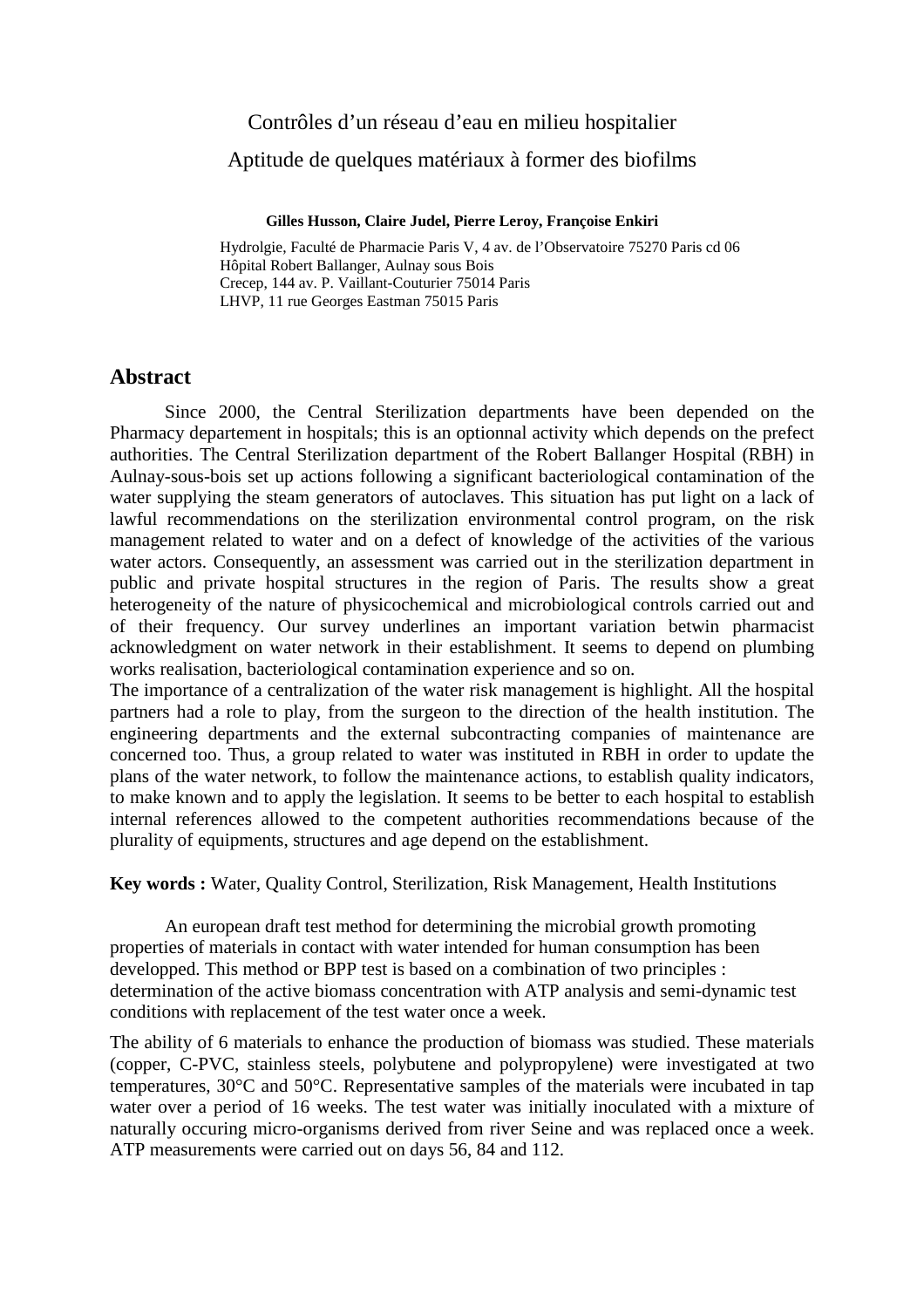# Contrôles d'un réseau d'eau en milieu hospitalier

# Aptitude de quelques matériaux à former des biofilms

**Gilles Husson, Claire Judel, Pierre Leroy, Françoise Enkiri**

Hydrolgie, Faculté de Pharmacie Paris V, 4 av. de l'Observatoire 75270 Paris cd 06
Hôpital Robert Ballanger, Aulnay sous Bois
Crecep, 144 av. P. Vaillant-Couturier 75014 Paris
LHVP, 11 rue Georges Eastman 75015 Paris

## Abstract

Since 2000, the Central Sterilization departments have been depended on the Pharmacy departement in hospitals; this is an optionnal activity which depends on the prefect authorities. The Central Sterilization department of the Robert Ballanger Hospital (RBH) in Aulnay-sous-bois set up actions following a significant bacteriological contamination of the water supplying the steam generators of autoclaves. This situation has put light on a lack of lawful recommendations on the sterilization environmental control program, on the risk management related to water and on a defect of knowledge of the activities of the various water actors. Consequently, an assessment was carried out in the sterilization department in public and private hospital structures in the region of Paris. The results show a great heterogeneity of the nature of physicochemical and microbiological controls carried out and of their frequency. Our survey underlines an important variation betwin pharmacist acknowledgment on water network in their establishment. It seems to depend on plumbing works realisation, bacteriological contamination experience and so on.

The importance of a centralization of the water risk management is highlight. All the hospital partners had a role to play, from the surgeon to the direction of the health institution. The engineering departments and the external subcontracting companies of maintenance are concerned too. Thus, a group related to water was instituted in RBH in order to update the plans of the water network, to follow the maintenance actions, to establish quality indicators, to make known and to apply the legislation. It seems to be better to each hospital to establish internal references allowed to the competent authorities recommendations because of the plurality of equipments, structures and age depend on the establishment.

**Key words :** Water, Quality Control, Sterilization, Risk Management, Health Institutions

An european draft test method for determining the microbial growth promoting properties of materials in contact with water intended for human consumption has been developped. This method or BPP test is based on a combination of two principles : determination of the active biomass concentration with ATP analysis and semi-dynamic test conditions with replacement of the test water once a week.

The ability of 6 materials to enhance the production of biomass was studied. These materials (copper, C-PVC, stainless steels, polybutene and polypropylene) were investigated at two temperatures, 30°C and 50°C. Representative samples of the materials were incubated in tap water over a period of 16 weeks. The test water was initially inoculated with a mixture of naturally occuring micro-organisms derived from river Seine and was replaced once a week. ATP measurements were carried out on days 56, 84 and 112.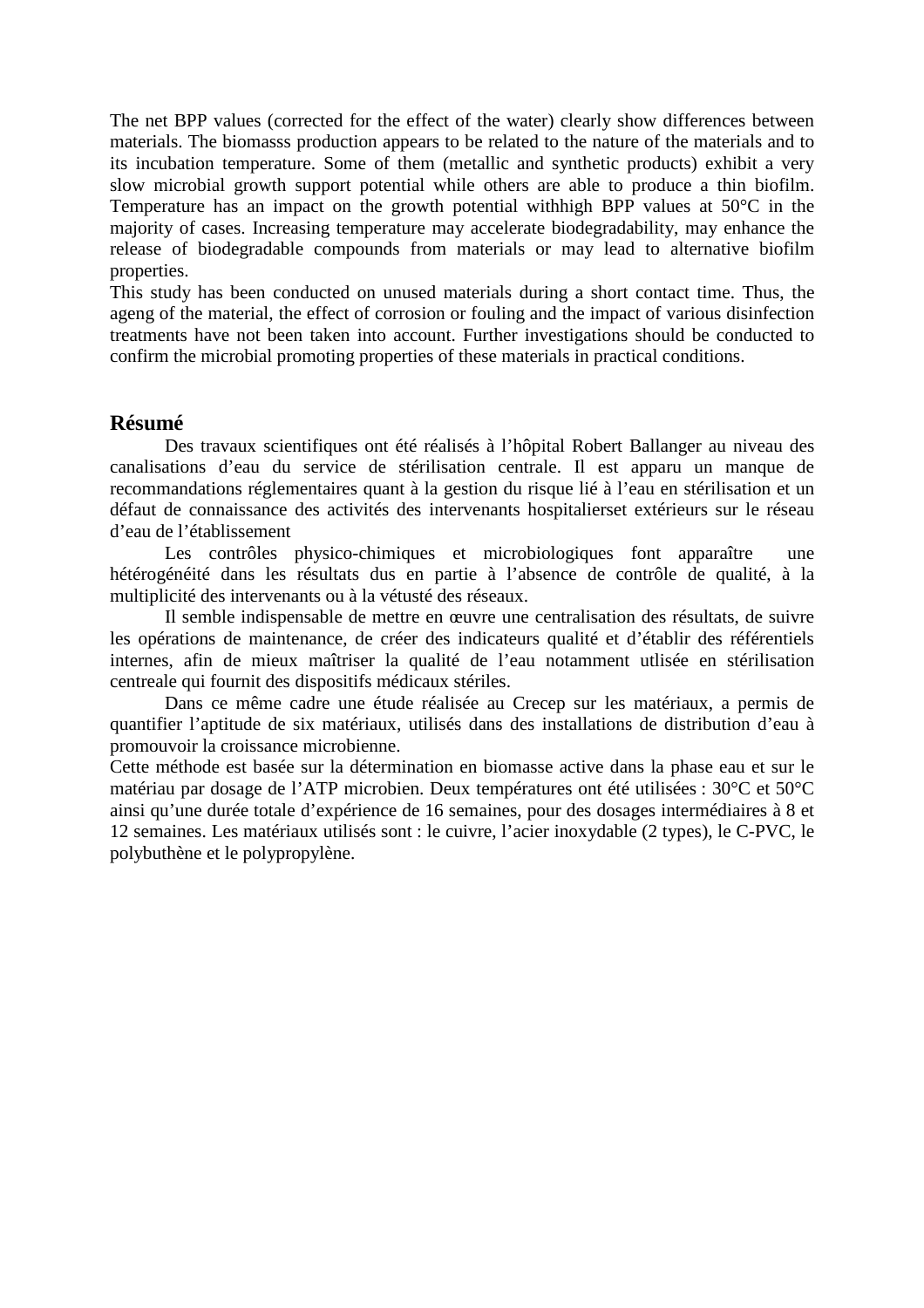The net BPP values (corrected for the effect of the water) clearly show differences between materials. The biomasss production appears to be related to the nature of the materials and to its incubation temperature. Some of them (metallic and synthetic products) exhibit a very slow microbial growth support potential while others are able to produce a thin biofilm. Temperature has an impact on the growth potential withhigh BPP values at 50°C in the majority of cases. Increasing temperature may accelerate biodegradability, may enhance the release of biodegradable compounds from materials or may lead to alternative biofilm properties.
This study has been conducted on unused materials during a short contact time. Thus, the ageng of the material, the effect of corrosion or fouling and the impact of various disinfection treatments have not been taken into account. Further investigations should be conducted to confirm the microbial promoting properties of these materials in practical conditions.

## Résumé

Des travaux scientifiques ont été réalisés à l'hôpital Robert Ballanger au niveau des canalisations d'eau du service de stérilisation centrale. Il est apparu un manque de recommandations réglementaires quant à la gestion du risque lié à l'eau en stérilisation et un défaut de connaissance des activités des intervenants hospitalierset extérieurs sur le réseau d'eau de l'établissement

Les contrôles physico-chimiques et microbiologiques font apparaître une hétérogénéité dans les résultats dus en partie à l'absence de contrôle de qualité, à la multiplicité des intervenants ou à la vétusté des réseaux.

Il semble indispensable de mettre en œuvre une centralisation des résultats, de suivre les opérations de maintenance, de créer des indicateurs qualité et d'établir des référentiels internes, afin de mieux maîtriser la qualité de l'eau notamment utlisée en stérilisation centreale qui fournit des dispositifs médicaux stériles.

Dans ce même cadre une étude réalisée au Crecep sur les matériaux, a permis de quantifier l'aptitude de six matériaux, utilisés dans des installations de distribution d'eau à promouvoir la croissance microbienne.
Cette méthode est basée sur la détermination en biomasse active dans la phase eau et sur le matériau par dosage de l'ATP microbien. Deux températures ont été utilisées : 30°C et 50°C ainsi qu'une durée totale d'expérience de 16 semaines, pour des dosages intermédiaires à 8 et 12 semaines. Les matériaux utilisés sont : le cuivre, l'acier inoxydable (2 types), le C-PVC, le polybuthène et le polypropylène.